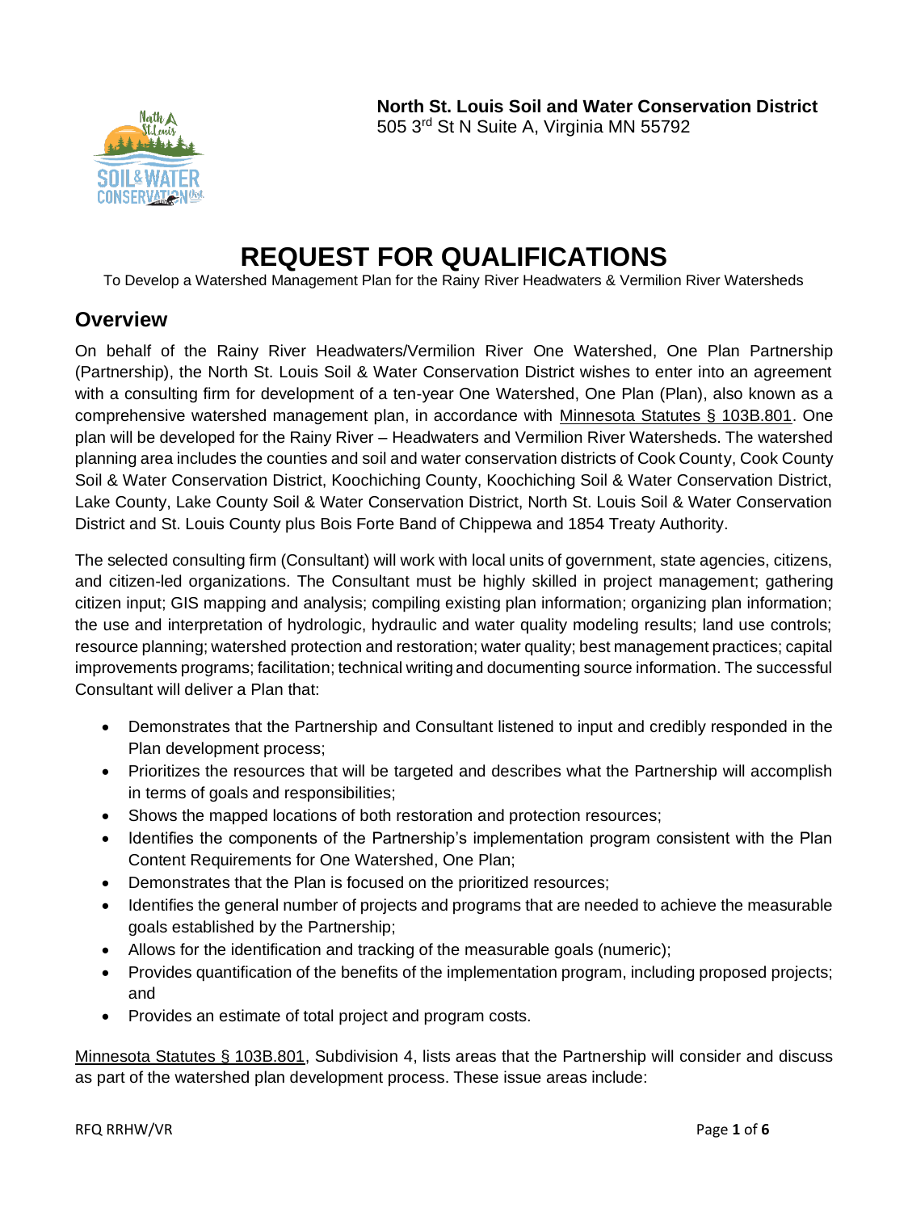**North St. Louis Soil and Water Conservation District**
505 3rd St N Suite A, Virginia MN 55792

# REQUEST FOR QUALIFICATIONS

To Develop a Watershed Management Plan for the Rainy River Headwaters & Vermilion River Watersheds

## Overview

On behalf of the Rainy River Headwaters/Vermilion River One Watershed, One Plan Partnership (Partnership), the North St. Louis Soil & Water Conservation District wishes to enter into an agreement with a consulting firm for development of a ten-year One Watershed, One Plan (Plan), also known as a comprehensive watershed management plan, in accordance with Minnesota Statutes § 103B.801. One plan will be developed for the Rainy River – Headwaters and Vermilion River Watersheds. The watershed planning area includes the counties and soil and water conservation districts of Cook County, Cook County Soil & Water Conservation District, Koochiching County, Koochiching Soil & Water Conservation District, Lake County, Lake County Soil & Water Conservation District, North St. Louis Soil & Water Conservation District and St. Louis County plus Bois Forte Band of Chippewa and 1854 Treaty Authority.

The selected consulting firm (Consultant) will work with local units of government, state agencies, citizens, and citizen-led organizations. The Consultant must be highly skilled in project management; gathering citizen input; GIS mapping and analysis; compiling existing plan information; organizing plan information; the use and interpretation of hydrologic, hydraulic and water quality modeling results; land use controls; resource planning; watershed protection and restoration; water quality; best management practices; capital improvements programs; facilitation; technical writing and documenting source information. The successful Consultant will deliver a Plan that:

- Demonstrates that the Partnership and Consultant listened to input and credibly responded in the Plan development process;
- Prioritizes the resources that will be targeted and describes what the Partnership will accomplish in terms of goals and responsibilities;
- Shows the mapped locations of both restoration and protection resources;
- Identifies the components of the Partnership's implementation program consistent with the Plan Content Requirements for One Watershed, One Plan;
- Demonstrates that the Plan is focused on the prioritized resources;
- Identifies the general number of projects and programs that are needed to achieve the measurable goals established by the Partnership;
- Allows for the identification and tracking of the measurable goals (numeric);
- Provides quantification of the benefits of the implementation program, including proposed projects; and
- Provides an estimate of total project and program costs.

Minnesota Statutes § 103B.801, Subdivision 4, lists areas that the Partnership will consider and discuss as part of the watershed plan development process. These issue areas include: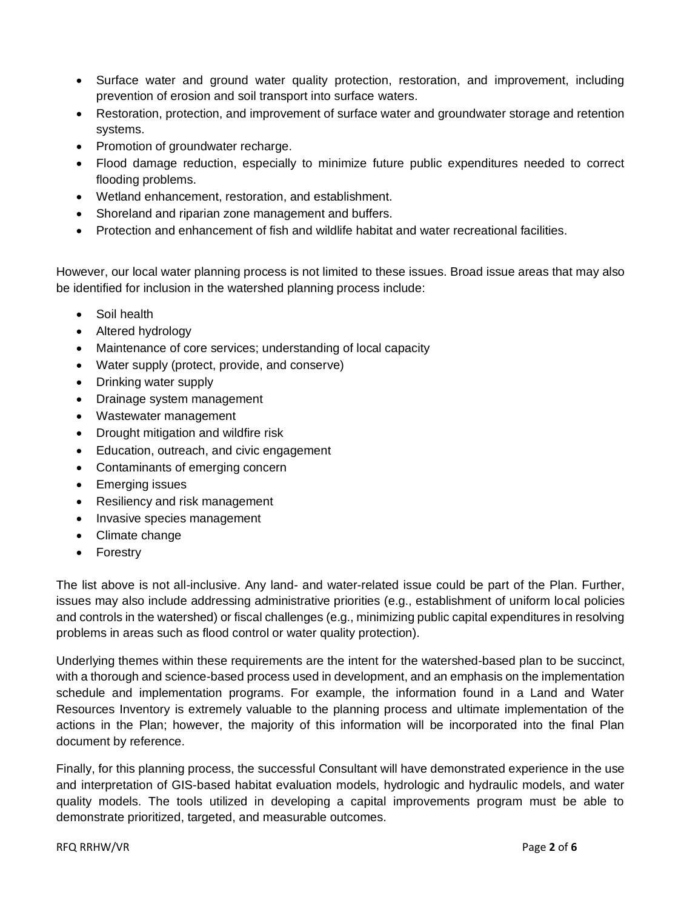- Surface water and ground water quality protection, restoration, and improvement, including prevention of erosion and soil transport into surface waters.
- Restoration, protection, and improvement of surface water and groundwater storage and retention systems.
- Promotion of groundwater recharge.
- Flood damage reduction, especially to minimize future public expenditures needed to correct flooding problems.
- Wetland enhancement, restoration, and establishment.
- Shoreland and riparian zone management and buffers.
- Protection and enhancement of fish and wildlife habitat and water recreational facilities.

However, our local water planning process is not limited to these issues. Broad issue areas that may also be identified for inclusion in the watershed planning process include:

- Soil health
- Altered hydrology
- Maintenance of core services; understanding of local capacity
- Water supply (protect, provide, and conserve)
- Drinking water supply
- Drainage system management
- Wastewater management
- Drought mitigation and wildfire risk
- Education, outreach, and civic engagement
- Contaminants of emerging concern
- Emerging issues
- Resiliency and risk management
- Invasive species management
- Climate change
- Forestry

The list above is not all-inclusive. Any land- and water-related issue could be part of the Plan. Further, issues may also include addressing administrative priorities (e.g., establishment of uniform local policies and controls in the watershed) or fiscal challenges (e.g., minimizing public capital expenditures in resolving problems in areas such as flood control or water quality protection).

Underlying themes within these requirements are the intent for the watershed-based plan to be succinct, with a thorough and science-based process used in development, and an emphasis on the implementation schedule and implementation programs. For example, the information found in a Land and Water Resources Inventory is extremely valuable to the planning process and ultimate implementation of the actions in the Plan; however, the majority of this information will be incorporated into the final Plan document by reference.

Finally, for this planning process, the successful Consultant will have demonstrated experience in the use and interpretation of GIS-based habitat evaluation models, hydrologic and hydraulic models, and water quality models. The tools utilized in developing a capital improvements program must be able to demonstrate prioritized, targeted, and measurable outcomes.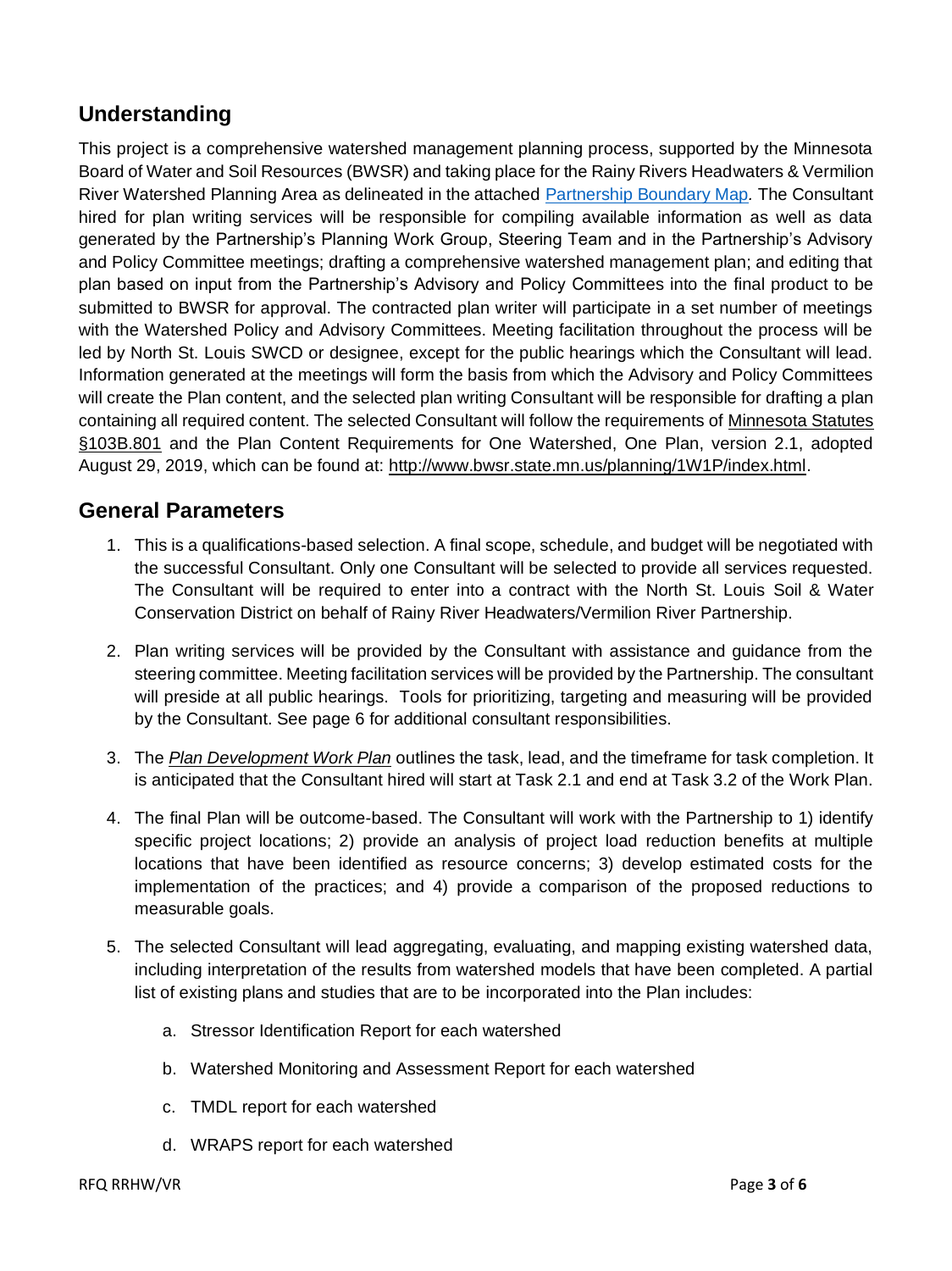## Understanding

This project is a comprehensive watershed management planning process, supported by the Minnesota Board of Water and Soil Resources (BWSR) and taking place for the Rainy Rivers Headwaters & Vermilion River Watershed Planning Area as delineated in the attached Partnership Boundary Map. The Consultant hired for plan writing services will be responsible for compiling available information as well as data generated by the Partnership's Planning Work Group, Steering Team and in the Partnership's Advisory and Policy Committee meetings; drafting a comprehensive watershed management plan; and editing that plan based on input from the Partnership's Advisory and Policy Committees into the final product to be submitted to BWSR for approval. The contracted plan writer will participate in a set number of meetings with the Watershed Policy and Advisory Committees. Meeting facilitation throughout the process will be led by North St. Louis SWCD or designee, except for the public hearings which the Consultant will lead. Information generated at the meetings will form the basis from which the Advisory and Policy Committees will create the Plan content, and the selected plan writing Consultant will be responsible for drafting a plan containing all required content. The selected Consultant will follow the requirements of Minnesota Statutes §103B.801 and the Plan Content Requirements for One Watershed, One Plan, version 2.1, adopted August 29, 2019, which can be found at: http://www.bwsr.state.mn.us/planning/1W1P/index.html.

## General Parameters

1. This is a qualifications-based selection. A final scope, schedule, and budget will be negotiated with the successful Consultant. Only one Consultant will be selected to provide all services requested. The Consultant will be required to enter into a contract with the North St. Louis Soil & Water Conservation District on behalf of Rainy River Headwaters/Vermilion River Partnership.

2. Plan writing services will be provided by the Consultant with assistance and guidance from the steering committee. Meeting facilitation services will be provided by the Partnership. The consultant will preside at all public hearings. Tools for prioritizing, targeting and measuring will be provided by the Consultant. See page 6 for additional consultant responsibilities.

3. The ***Plan Development Work Plan*** outlines the task, lead, and the timeframe for task completion. It is anticipated that the Consultant hired will start at Task 2.1 and end at Task 3.2 of the Work Plan.

4. The final Plan will be outcome-based. The Consultant will work with the Partnership to 1) identify specific project locations; 2) provide an analysis of project load reduction benefits at multiple locations that have been identified as resource concerns; 3) develop estimated costs for the implementation of the practices; and 4) provide a comparison of the proposed reductions to measurable goals.

5. The selected Consultant will lead aggregating, evaluating, and mapping existing watershed data, including interpretation of the results from watershed models that have been completed. A partial list of existing plans and studies that are to be incorporated into the Plan includes:

    a. Stressor Identification Report for each watershed

    b. Watershed Monitoring and Assessment Report for each watershed

    c. TMDL report for each watershed

    d. WRAPS report for each watershed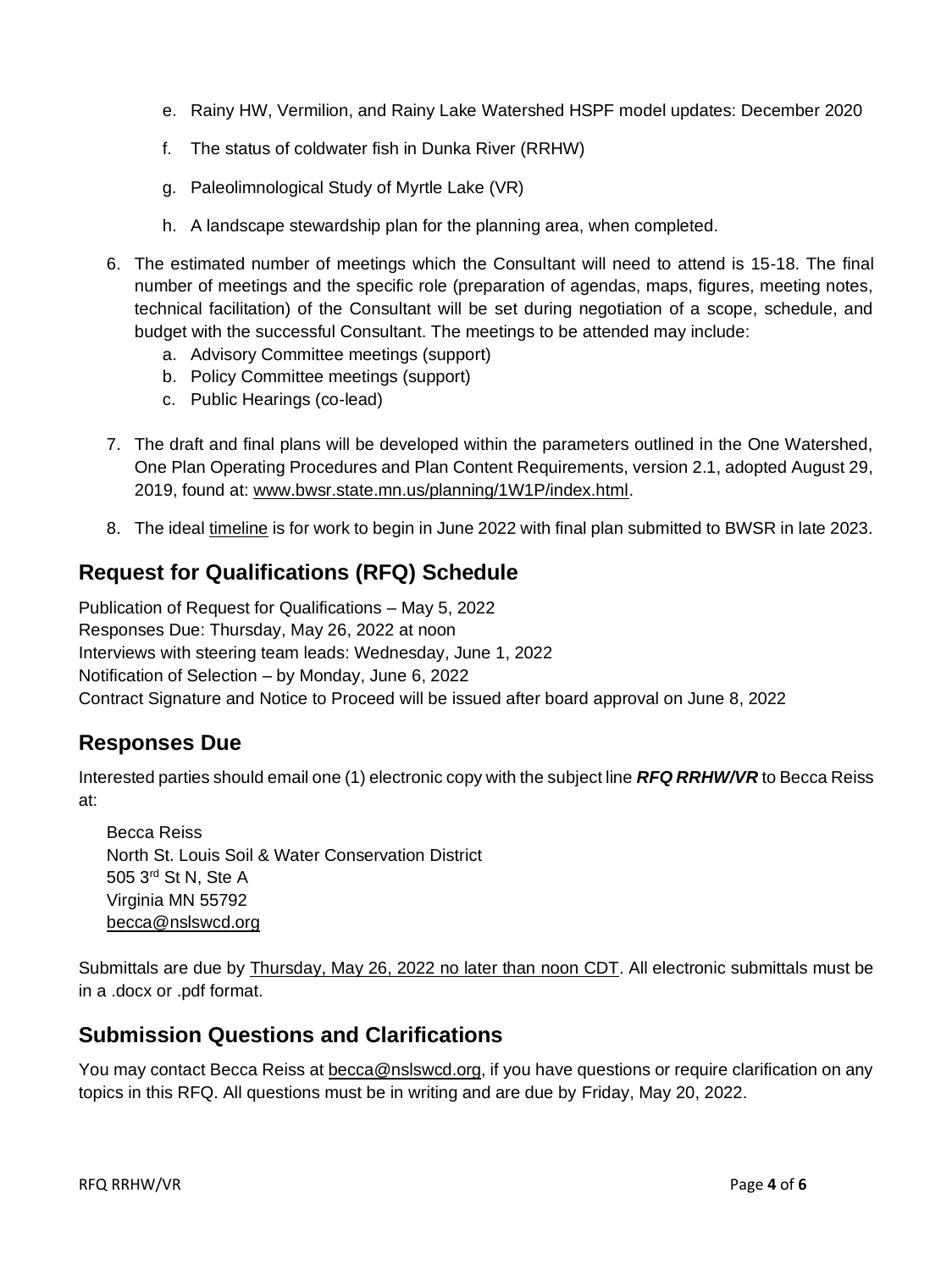e. Rainy HW, Vermilion, and Rainy Lake Watershed HSPF model updates: December 2020

   f. The status of coldwater fish in Dunka River (RRHW)

   g. Paleolimnological Study of Myrtle Lake (VR)

   h. A landscape stewardship plan for the planning area, when completed.

6. The estimated number of meetings which the Consultant will need to attend is 15-18. The final number of meetings and the specific role (preparation of agendas, maps, figures, meeting notes, technical facilitation) of the Consultant will be set during negotiation of a scope, schedule, and budget with the successful Consultant. The meetings to be attended may include:
   a. Advisory Committee meetings (support)
   b. Policy Committee meetings (support)
   c. Public Hearings (co-lead)

7. The draft and final plans will be developed within the parameters outlined in the One Watershed, One Plan Operating Procedures and Plan Content Requirements, version 2.1, adopted August 29, 2019, found at: www.bwsr.state.mn.us/planning/1W1P/index.html.

8. The ideal timeline is for work to begin in June 2022 with final plan submitted to BWSR in late 2023.

## Request for Qualifications (RFQ) Schedule

Publication of Request for Qualifications – May 5, 2022
Responses Due: Thursday, May 26, 2022 at noon
Interviews with steering team leads: Wednesday, June 1, 2022
Notification of Selection – by Monday, June 6, 2022
Contract Signature and Notice to Proceed will be issued after board approval on June 8, 2022

## Responses Due

Interested parties should email one (1) electronic copy with the subject line ***RFQ RRHW/VR*** to Becca Reiss at:

Becca Reiss
North St. Louis Soil & Water Conservation District
505 3rd St N, Ste A
Virginia MN 55792
becca@nslswcd.org

Submittals are due by Thursday, May 26, 2022 no later than noon CDT. All electronic submittals must be in a .docx or .pdf format.

## Submission Questions and Clarifications

You may contact Becca Reiss at becca@nslswcd.org, if you have questions or require clarification on any topics in this RFQ. All questions must be in writing and are due by Friday, May 20, 2022.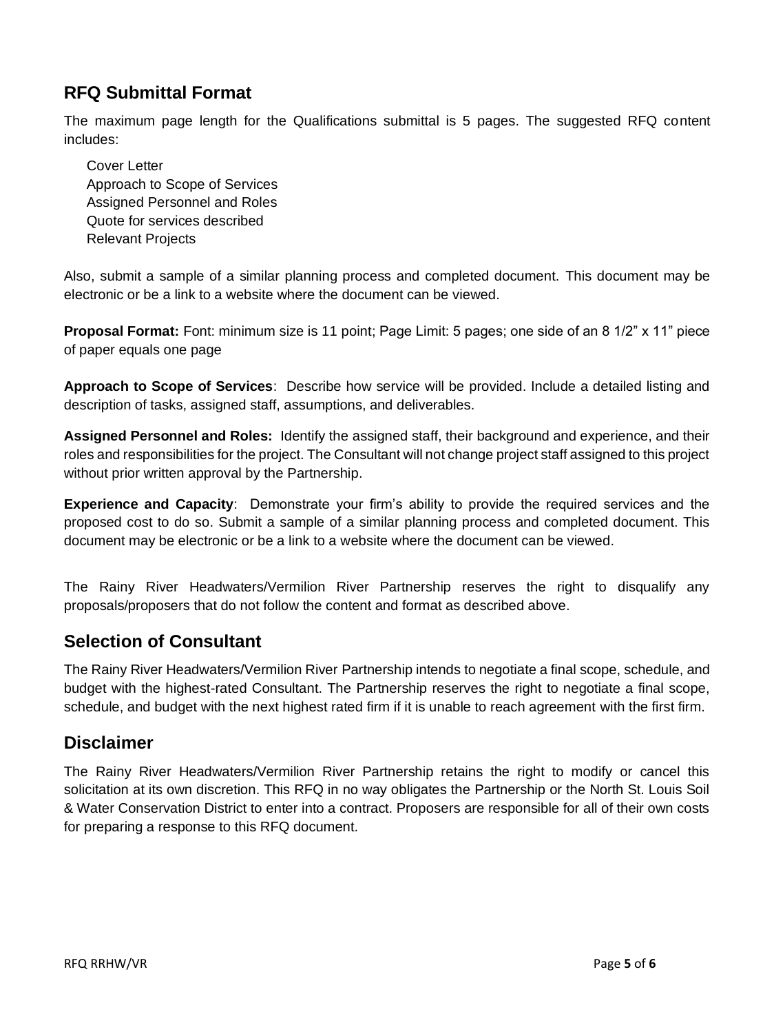## RFQ Submittal Format

The maximum page length for the Qualifications submittal is 5 pages. The suggested RFQ content includes:

- Cover Letter
- Approach to Scope of Services
- Assigned Personnel and Roles
- Quote for services described
- Relevant Projects

Also, submit a sample of a similar planning process and completed document. This document may be electronic or be a link to a website where the document can be viewed.

**Proposal Format:** Font: minimum size is 11 point; Page Limit: 5 pages; one side of an 8 1/2" x 11" piece of paper equals one page

**Approach to Scope of Services**: Describe how service will be provided. Include a detailed listing and description of tasks, assigned staff, assumptions, and deliverables.

**Assigned Personnel and Roles:** Identify the assigned staff, their background and experience, and their roles and responsibilities for the project. The Consultant will not change project staff assigned to this project without prior written approval by the Partnership.

**Experience and Capacity**: Demonstrate your firm's ability to provide the required services and the proposed cost to do so. Submit a sample of a similar planning process and completed document. This document may be electronic or be a link to a website where the document can be viewed.

The Rainy River Headwaters/Vermilion River Partnership reserves the right to disqualify any proposals/proposers that do not follow the content and format as described above.

## Selection of Consultant

The Rainy River Headwaters/Vermilion River Partnership intends to negotiate a final scope, schedule, and budget with the highest-rated Consultant. The Partnership reserves the right to negotiate a final scope, schedule, and budget with the next highest rated firm if it is unable to reach agreement with the first firm.

## Disclaimer

The Rainy River Headwaters/Vermilion River Partnership retains the right to modify or cancel this solicitation at its own discretion. This RFQ in no way obligates the Partnership or the North St. Louis Soil & Water Conservation District to enter into a contract. Proposers are responsible for all of their own costs for preparing a response to this RFQ document.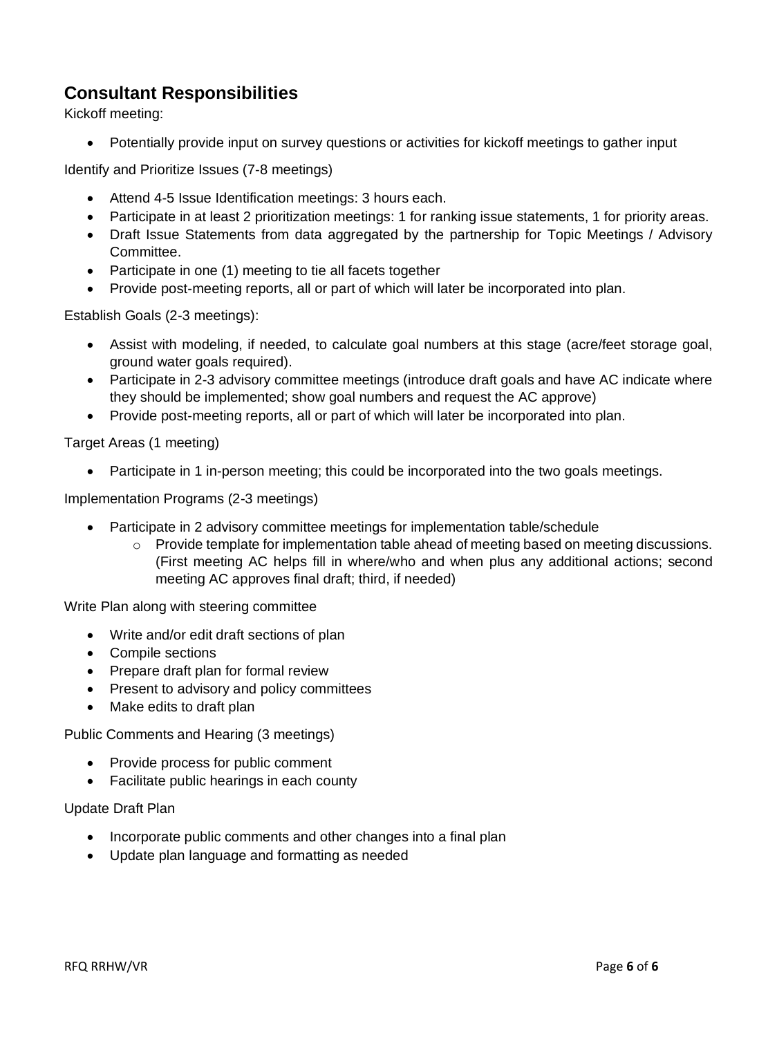## Consultant Responsibilities

Kickoff meeting:

- Potentially provide input on survey questions or activities for kickoff meetings to gather input

Identify and Prioritize Issues (7-8 meetings)

- Attend 4-5 Issue Identification meetings: 3 hours each.
- Participate in at least 2 prioritization meetings: 1 for ranking issue statements, 1 for priority areas.
- Draft Issue Statements from data aggregated by the partnership for Topic Meetings / Advisory Committee.
- Participate in one (1) meeting to tie all facets together
- Provide post-meeting reports, all or part of which will later be incorporated into plan.

Establish Goals (2-3 meetings):

- Assist with modeling, if needed, to calculate goal numbers at this stage (acre/feet storage goal, ground water goals required).
- Participate in 2-3 advisory committee meetings (introduce draft goals and have AC indicate where they should be implemented; show goal numbers and request the AC approve)
- Provide post-meeting reports, all or part of which will later be incorporated into plan.

Target Areas (1 meeting)

- Participate in 1 in-person meeting; this could be incorporated into the two goals meetings.

Implementation Programs (2-3 meetings)

- Participate in 2 advisory committee meetings for implementation table/schedule
  - Provide template for implementation table ahead of meeting based on meeting discussions. (First meeting AC helps fill in where/who and when plus any additional actions; second meeting AC approves final draft; third, if needed)

Write Plan along with steering committee

- Write and/or edit draft sections of plan
- Compile sections
- Prepare draft plan for formal review
- Present to advisory and policy committees
- Make edits to draft plan

Public Comments and Hearing (3 meetings)

- Provide process for public comment
- Facilitate public hearings in each county

Update Draft Plan

- Incorporate public comments and other changes into a final plan
- Update plan language and formatting as needed